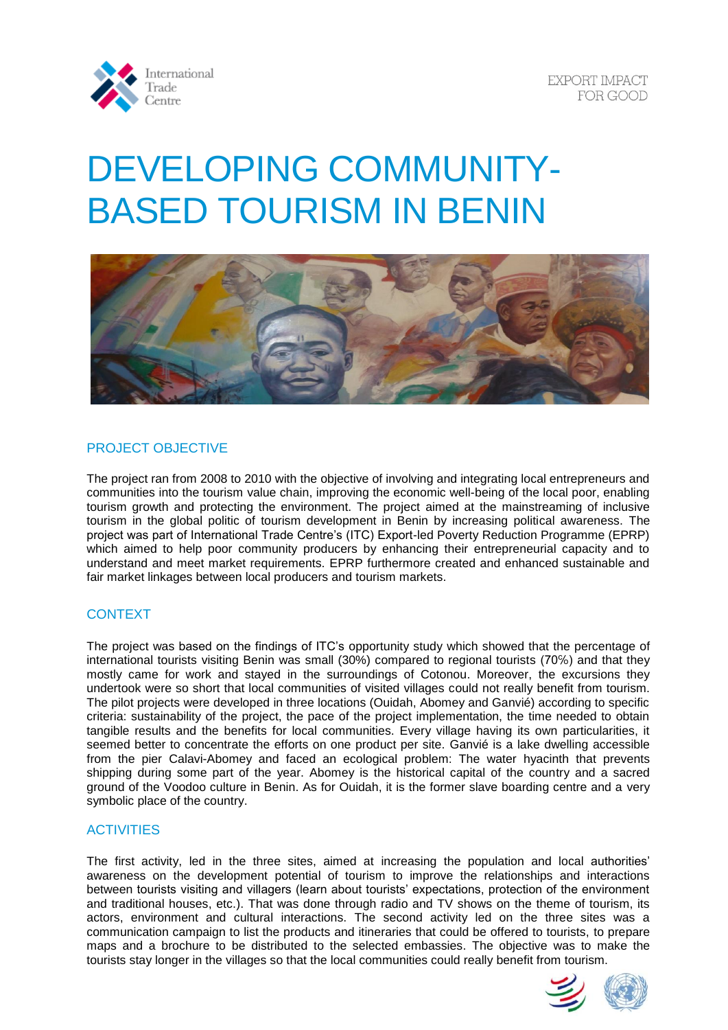# DEVELOPING COMMUNITY-BASED TOURISM IN BENIN

## PROJECT OBJECTIVE

The project ran from 2008 to 2010 with the objective of involving and integrating local entrepreneurs and communities into the tourism value chain, improving the economic well-being of the local poor, enabling tourism growth and protecting the environment. The project aimed at the mainstreaming of inclusive tourism in the global politic of tourism development in Benin by increasing political awareness. The project was part of International Trade Centre's (ITC) Export-led Poverty Reduction Programme (EPRP) which aimed to help poor community producers by enhancing their entrepreneurial capacity and to understand and meet market requirements. EPRP furthermore created and enhanced sustainable and fair market linkages between local producers and tourism markets.

## CONTEXT

The project was based on the findings of ITC's opportunity study which showed that the percentage of international tourists visiting Benin was small (30%) compared to regional tourists (70%) and that they mostly came for work and stayed in the surroundings of Cotonou. Moreover, the excursions they undertook were so short that local communities of visited villages could not really benefit from tourism. The pilot projects were developed in three locations (Ouidah, Abomey and Ganvié) according to specific criteria: sustainability of the project, the pace of the project implementation, the time needed to obtain tangible results and the benefits for local communities. Every village having its own particularities, it seemed better to concentrate the efforts on one product per site. Ganvié is a lake dwelling accessible from the pier Calavi-Abomey and faced an ecological problem: The water hyacinth that prevents shipping during some part of the year. Abomey is the historical capital of the country and a sacred ground of the Voodoo culture in Benin. As for Ouidah, it is the former slave boarding centre and a very symbolic place of the country.

## ACTIVITIES

The first activity, led in the three sites, aimed at increasing the population and local authorities' awareness on the development potential of tourism to improve the relationships and interactions between tourists visiting and villagers (learn about tourists' expectations, protection of the environment and traditional houses, etc.). That was done through radio and TV shows on the theme of tourism, its actors, environment and cultural interactions. The second activity led on the three sites was a communication campaign to list the products and itineraries that could be offered to tourists, to prepare maps and a brochure to be distributed to the selected embassies. The objective was to make the tourists stay longer in the villages so that the local communities could really benefit from tourism.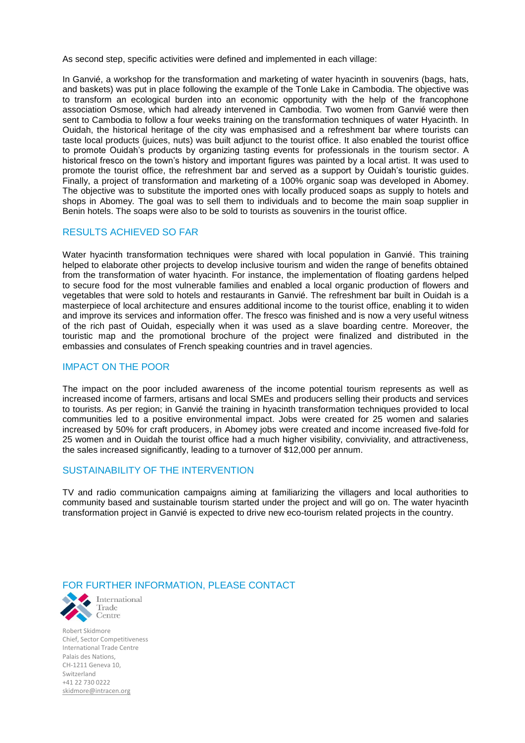As second step, specific activities were defined and implemented in each village:

In Ganvié, a workshop for the transformation and marketing of water hyacinth in souvenirs (bags, hats, and baskets) was put in place following the example of the Tonle Lake in Cambodia. The objective was to transform an ecological burden into an economic opportunity with the help of the francophone association Osmose, which had already intervened in Cambodia. Two women from Ganvié were then sent to Cambodia to follow a four weeks training on the transformation techniques of water Hyacinth. In Ouidah, the historical heritage of the city was emphasised and a refreshment bar where tourists can taste local products (juices, nuts) was built adjunct to the tourist office. It also enabled the tourist office to promote Ouidah's products by organizing tasting events for professionals in the tourism sector. A historical fresco on the town's history and important figures was painted by a local artist. It was used to promote the tourist office, the refreshment bar and served as a support by Ouidah's touristic guides. Finally, a project of transformation and marketing of a 100% organic soap was developed in Abomey. The objective was to substitute the imported ones with locally produced soaps as supply to hotels and shops in Abomey. The goal was to sell them to individuals and to become the main soap supplier in Benin hotels. The soaps were also to be sold to tourists as souvenirs in the tourist office.

## RESULTS ACHIEVED SO FAR

Water hyacinth transformation techniques were shared with local population in Ganvié. This training helped to elaborate other projects to develop inclusive tourism and widen the range of benefits obtained from the transformation of water hyacinth. For instance, the implementation of floating gardens helped to secure food for the most vulnerable families and enabled a local organic production of flowers and vegetables that were sold to hotels and restaurants in Ganvié. The refreshment bar built in Ouidah is a masterpiece of local architecture and ensures additional income to the tourist office, enabling it to widen and improve its services and information offer. The fresco was finished and is now a very useful witness of the rich past of Ouidah, especially when it was used as a slave boarding centre. Moreover, the touristic map and the promotional brochure of the project were finalized and distributed in the embassies and consulates of French speaking countries and in travel agencies.

## IMPACT ON THE POOR

The impact on the poor included awareness of the income potential tourism represents as well as increased income of farmers, artisans and local SMEs and producers selling their products and services to tourists. As per region; in Ganvié the training in hyacinth transformation techniques provided to local communities led to a positive environmental impact. Jobs were created for 25 women and salaries increased by 50% for craft producers, in Abomey jobs were created and income increased five-fold for 25 women and in Ouidah the tourist office had a much higher visibility, conviviality, and attractiveness, the sales increased significantly, leading to a turnover of $12,000 per annum.

## SUSTAINABILITY OF THE INTERVENTION

TV and radio communication campaigns aiming at familiarizing the villagers and local authorities to community based and sustainable tourism started under the project and will go on. The water hyacinth transformation project in Ganvié is expected to drive new eco-tourism related projects in the country.

## FOR FURTHER INFORMATION, PLEASE CONTACT

International Trade Centre

Robert Skidmore
Chief, Sector Competitiveness
International Trade Centre
Palais des Nations,
CH-1211 Geneva 10,
Switzerland
+41 22 730 0222
skidmore@intracen.org